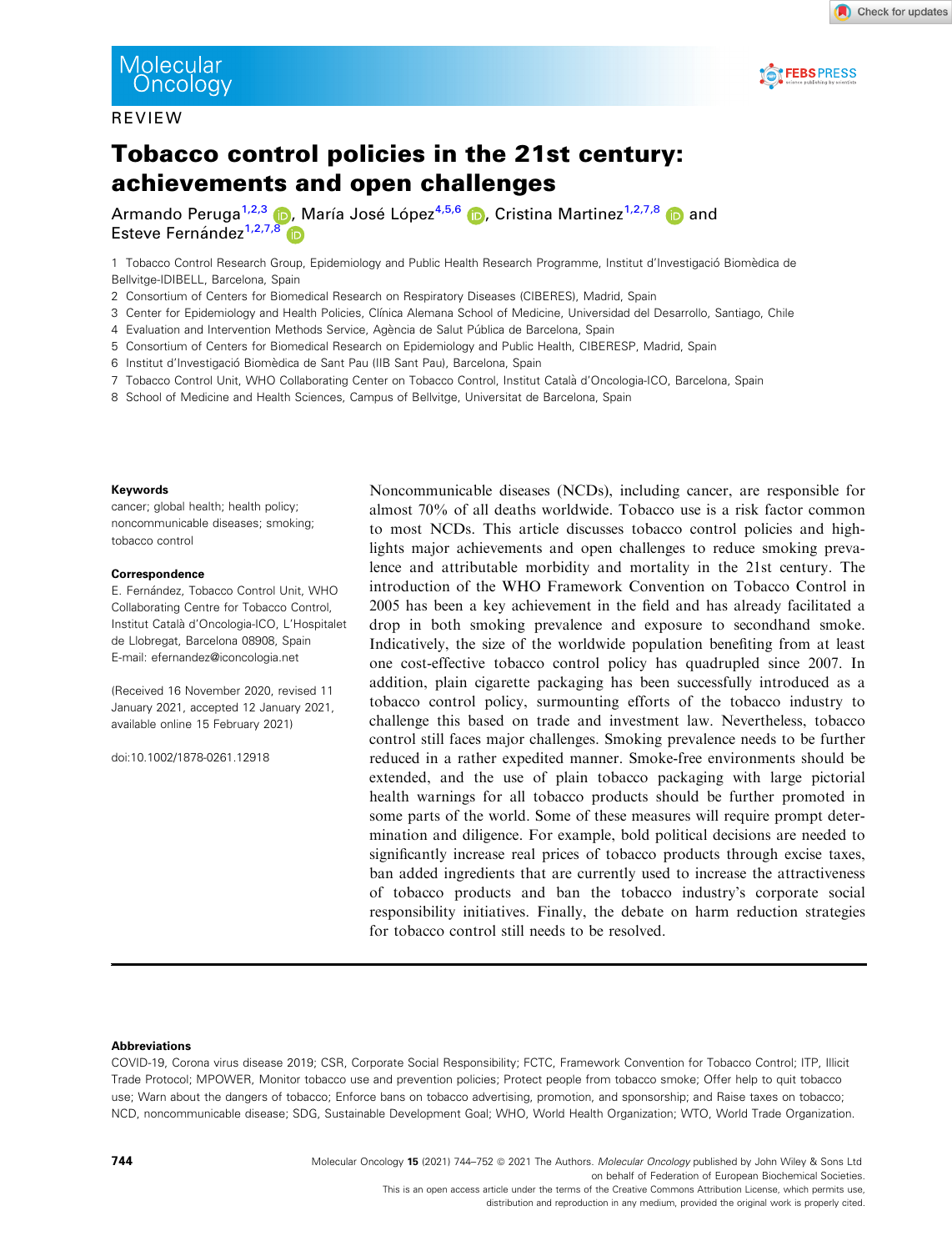REVIEW

# Tobacco control policies in the 21st century: achievements and open challenges

Armando Peruga[1,2,3], María José López[4,5,6], Cristina Martinez[1,2,7,8] and Esteve Fernández[1,2,7,8]

1 Tobacco Control Research Group, Epidemiology and Public Health Research Programme, Institut d'Investigació Biomèdica de Bellvitge-IDIBELL, Barcelona, Spain
2 Consortium of Centers for Biomedical Research on Respiratory Diseases (CIBERES), Madrid, Spain
3 Center for Epidemiology and Health Policies, Clínica Alemana School of Medicine, Universidad del Desarrollo, Santiago, Chile
4 Evaluation and Intervention Methods Service, Agència de Salut Pública de Barcelona, Spain
5 Consortium of Centers for Biomedical Research on Epidemiology and Public Health, CIBERESP, Madrid, Spain
6 Institut d'Investigació Biomèdica de Sant Pau (IIB Sant Pau), Barcelona, Spain
7 Tobacco Control Unit, WHO Collaborating Center on Tobacco Control, Institut Català d'Oncologia-ICO, Barcelona, Spain
8 School of Medicine and Health Sciences, Campus of Bellvitge, Universitat de Barcelona, Spain

**Keywords**
cancer; global health; health policy; noncommunicable diseases; smoking; tobacco control

**Correspondence**
E. Fernández, Tobacco Control Unit, WHO Collaborating Centre for Tobacco Control, Institut Català d'Oncologia-ICO, L'Hospitalet de Llobregat, Barcelona 08908, Spain
E-mail: efernandez@iconcologia.net

(Received 16 November 2020, revised 11 January 2021, accepted 12 January 2021, available online 15 February 2021)

doi:10.1002/1878-0261.12918

Noncommunicable diseases (NCDs), including cancer, are responsible for almost 70% of all deaths worldwide. Tobacco use is a risk factor common to most NCDs. This article discusses tobacco control policies and highlights major achievements and open challenges to reduce smoking prevalence and attributable morbidity and mortality in the 21st century. The introduction of the WHO Framework Convention on Tobacco Control in 2005 has been a key achievement in the field and has already facilitated a drop in both smoking prevalence and exposure to secondhand smoke. Indicatively, the size of the worldwide population benefiting from at least one cost-effective tobacco control policy has quadrupled since 2007. In addition, plain cigarette packaging has been successfully introduced as a tobacco control policy, surmounting efforts of the tobacco industry to challenge this based on trade and investment law. Nevertheless, tobacco control still faces major challenges. Smoking prevalence needs to be further reduced in a rather expedited manner. Smoke-free environments should be extended, and the use of plain tobacco packaging with large pictorial health warnings for all tobacco products should be further promoted in some parts of the world. Some of these measures will require prompt determination and diligence. For example, bold political decisions are needed to significantly increase real prices of tobacco products through excise taxes, ban added ingredients that are currently used to increase the attractiveness of tobacco products and ban the tobacco industry's corporate social responsibility initiatives. Finally, the debate on harm reduction strategies for tobacco control still needs to be resolved.

**Abbreviations**
COVID-19, Corona virus disease 2019; CSR, Corporate Social Responsibility; FCTC, Framework Convention for Tobacco Control; ITP, Illicit Trade Protocol; MPOWER, Monitor tobacco use and prevention policies; Protect people from tobacco smoke; Offer help to quit tobacco use; Warn about the dangers of tobacco; Enforce bans on tobacco advertising, promotion, and sponsorship; and Raise taxes on tobacco; NCD, noncommunicable disease; SDG, Sustainable Development Goal; WHO, World Health Organization; WTO, World Trade Organization.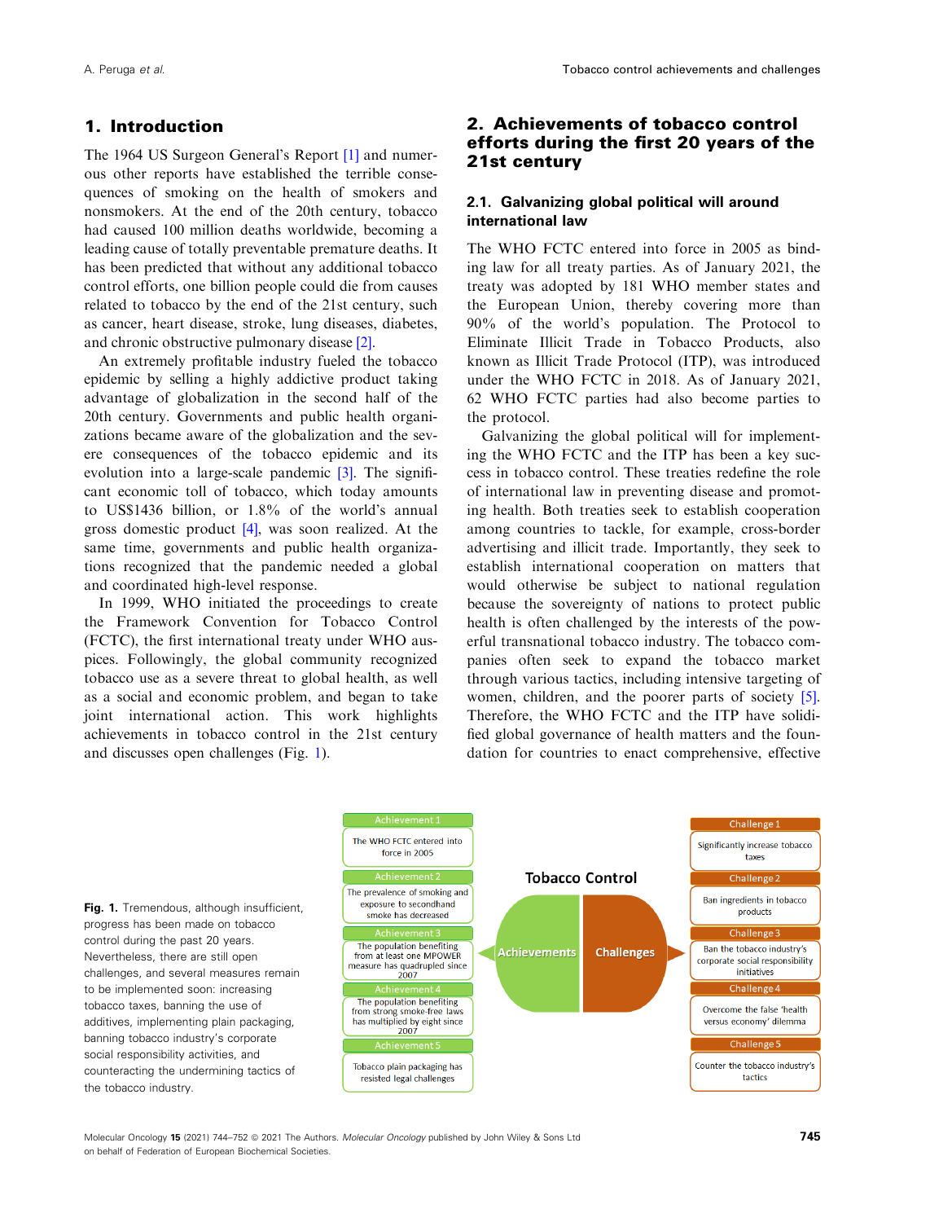## 1. Introduction

The 1964 US Surgeon General's Report [1] and numerous other reports have established the terrible consequences of smoking on the health of smokers and nonsmokers. At the end of the 20th century, tobacco had caused 100 million deaths worldwide, becoming a leading cause of totally preventable premature deaths. It has been predicted that without any additional tobacco control efforts, one billion people could die from causes related to tobacco by the end of the 21st century, such as cancer, heart disease, stroke, lung diseases, diabetes, and chronic obstructive pulmonary disease [2].

An extremely profitable industry fueled the tobacco epidemic by selling a highly addictive product taking advantage of globalization in the second half of the 20th century. Governments and public health organizations became aware of the globalization and the severe consequences of the tobacco epidemic and its evolution into a large-scale pandemic [3]. The significant economic toll of tobacco, which today amounts to US$1436 billion, or 1.8% of the world's annual gross domestic product [4], was soon realized. At the same time, governments and public health organizations recognized that the pandemic needed a global and coordinated high-level response.

In 1999, WHO initiated the proceedings to create the Framework Convention for Tobacco Control (FCTC), the first international treaty under WHO auspices. Followingly, the global community recognized tobacco use as a severe threat to global health, as well as a social and economic problem, and began to take joint international action. This work highlights achievements in tobacco control in the 21st century and discusses open challenges (Fig. 1).

## 2. Achievements of tobacco control efforts during the first 20 years of the 21st century

### 2.1. Galvanizing global political will around international law

The WHO FCTC entered into force in 2005 as binding law for all treaty parties. As of January 2021, the treaty was adopted by 181 WHO member states and the European Union, thereby covering more than 90% of the world's population. The Protocol to Eliminate Illicit Trade in Tobacco Products, also known as Illicit Trade Protocol (ITP), was introduced under the WHO FCTC in 2018. As of January 2021, 62 WHO FCTC parties had also become parties to the protocol.

Galvanizing the global political will for implementing the WHO FCTC and the ITP has been a key success in tobacco control. These treaties redefine the role of international law in preventing disease and promoting health. Both treaties seek to establish cooperation among countries to tackle, for example, cross-border advertising and illicit trade. Importantly, they seek to establish international cooperation on matters that would otherwise be subject to national regulation because the sovereignty of nations to protect public health is often challenged by the interests of the powerful transnational tobacco industry. The tobacco companies often seek to expand the tobacco market through various tactics, including intensive targeting of women, children, and the poorer parts of society [5]. Therefore, the WHO FCTC and the ITP have solidified global governance of health matters and the foundation for countries to enact comprehensive, effective

**Tobacco Control**

**Achievements**
- Achievement 1: The WHO FCTC entered into force in 2005
- Achievement 2: The prevalence of smoking and exposure to secondhand smoke has decreased
- Achievement 3: The population benefiting from at least one MPOWER measure has quadrupled since 2007
- Achievement 4: The population benefiting from strong smoke-free laws has multiplied by eight since 2007
- Achievement 5: Tobacco plain packaging has resisted legal challenges

**Challenges**
- Challenge 1: Significantly increase tobacco taxes
- Challenge 2: Ban ingredients in tobacco products
- Challenge 3: Ban the tobacco industry's corporate social responsibility initiatives
- Challenge 4: Overcome the false 'health versus economy' dilemma
- Challenge 5: Counter the tobacco industry's tactics

**Fig. 1.** Tremendous, although insufficient, progress has been made on tobacco control during the past 20 years. Nevertheless, there are still open challenges, and several measures remain to be implemented soon: increasing tobacco taxes, banning the use of additives, implementing plain packaging, banning tobacco industry's corporate social responsibility activities, and counteracting the undermining tactics of the tobacco industry.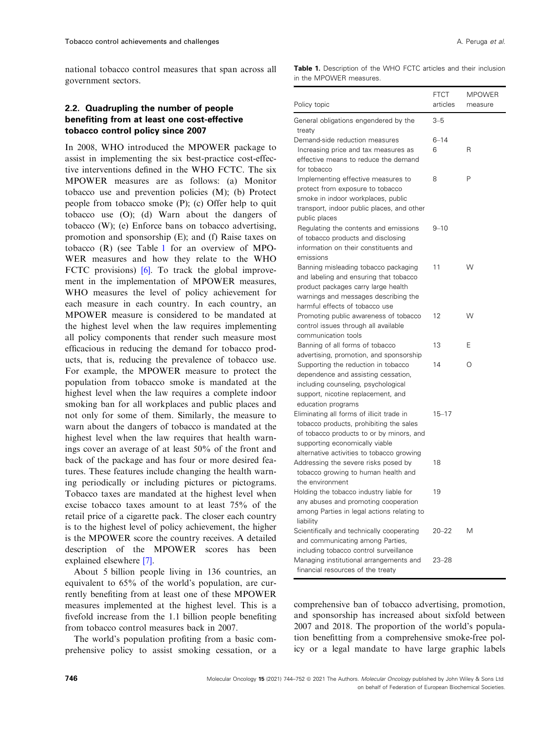national tobacco control measures that span across all government sectors.

### 2.2. Quadrupling the number of people benefiting from at least one cost-effective tobacco control policy since 2007

In 2008, WHO introduced the MPOWER package to assist in implementing the six best-practice cost-effective interventions defined in the WHO FCTC. The six MPOWER measures are as follows: (a) Monitor tobacco use and prevention policies (M); (b) Protect people from tobacco smoke (P); (c) Offer help to quit tobacco use (O); (d) Warn about the dangers of tobacco (W); (e) Enforce bans on tobacco advertising, promotion and sponsorship (E); and (f) Raise taxes on tobacco (R) (see Table 1 for an overview of MPOWER measures and how they relate to the WHO FCTC provisions) [6]. To track the global improvement in the implementation of MPOWER measures, WHO measures the level of policy achievement for each measure in each country. In each country, an MPOWER measure is considered to be mandated at the highest level when the law requires implementing all policy components that render such measure most efficacious in reducing the demand for tobacco products, that is, reducing the prevalence of tobacco use. For example, the MPOWER measure to protect the population from tobacco smoke is mandated at the highest level when the law requires a complete indoor smoking ban for all workplaces and public places and not only for some of them. Similarly, the measure to warn about the dangers of tobacco is mandated at the highest level when the law requires that health warnings cover an average of at least 50% of the front and back of the package and has four or more desired features. These features include changing the health warning periodically or including pictures or pictograms. Tobacco taxes are mandated at the highest level when excise tobacco taxes amount to at least 75% of the retail price of a cigarette pack. The closer each country is to the highest level of policy achievement, the higher is the MPOWER score the country receives. A detailed description of the MPOWER scores has been explained elsewhere [7].

About 5 billion people living in 136 countries, an equivalent to 65% of the world's population, are currently benefiting from at least one of these MPOWER measures implemented at the highest level. This is a fivefold increase from the 1.1 billion people benefiting from tobacco control measures back in 2007.

The world's population profiting from a basic comprehensive policy to assist smoking cessation, or a comprehensive ban of tobacco advertising, promotion, and sponsorship has increased about sixfold between 2007 and 2018. The proportion of the world's population benefitting from a comprehensive smoke-free policy or a legal mandate to have large graphic labels

**Table 1.** Description of the WHO FCTC articles and their inclusion in the MPOWER measures.

| Policy topic | FTCT articles | MPOWER measure |
|---|---|---|
| General obligations engendered by the treaty | 3–5 | |
| Demand-side reduction measures | 6–14 | |
| Increasing price and tax measures as effective means to reduce the demand for tobacco | 6 | R |
| Implementing effective measures to protect from exposure to tobacco smoke in indoor workplaces, public transport, indoor public places, and other public places | 8 | P |
| Regulating the contents and emissions of tobacco products and disclosing information on their constituents and emissions | 9–10 | |
| Banning misleading tobacco packaging and labeling and ensuring that tobacco product packages carry large health warnings and messages describing the harmful effects of tobacco use | 11 | W |
| Promoting public awareness of tobacco control issues through all available communication tools | 12 | W |
| Banning of all forms of tobacco advertising, promotion, and sponsorship | 13 | E |
| Supporting the reduction in tobacco dependence and assisting cessation, including counseling, psychological support, nicotine replacement, and education programs | 14 | O |
| Eliminating all forms of illicit trade in tobacco products, prohibiting the sales of tobacco products to or by minors, and supporting economically viable alternative activities to tobacco growing | 15–17 | |
| Addressing the severe risks posed by tobacco growing to human health and the environment | 18 | |
| Holding the tobacco industry liable for any abuses and promoting cooperation among Parties in legal actions relating to liability | 19 | |
| Scientifically and technically cooperating and communicating among Parties, including tobacco control surveillance | 20–22 | M |
| Managing institutional arrangements and financial resources of the treaty | 23–28 | |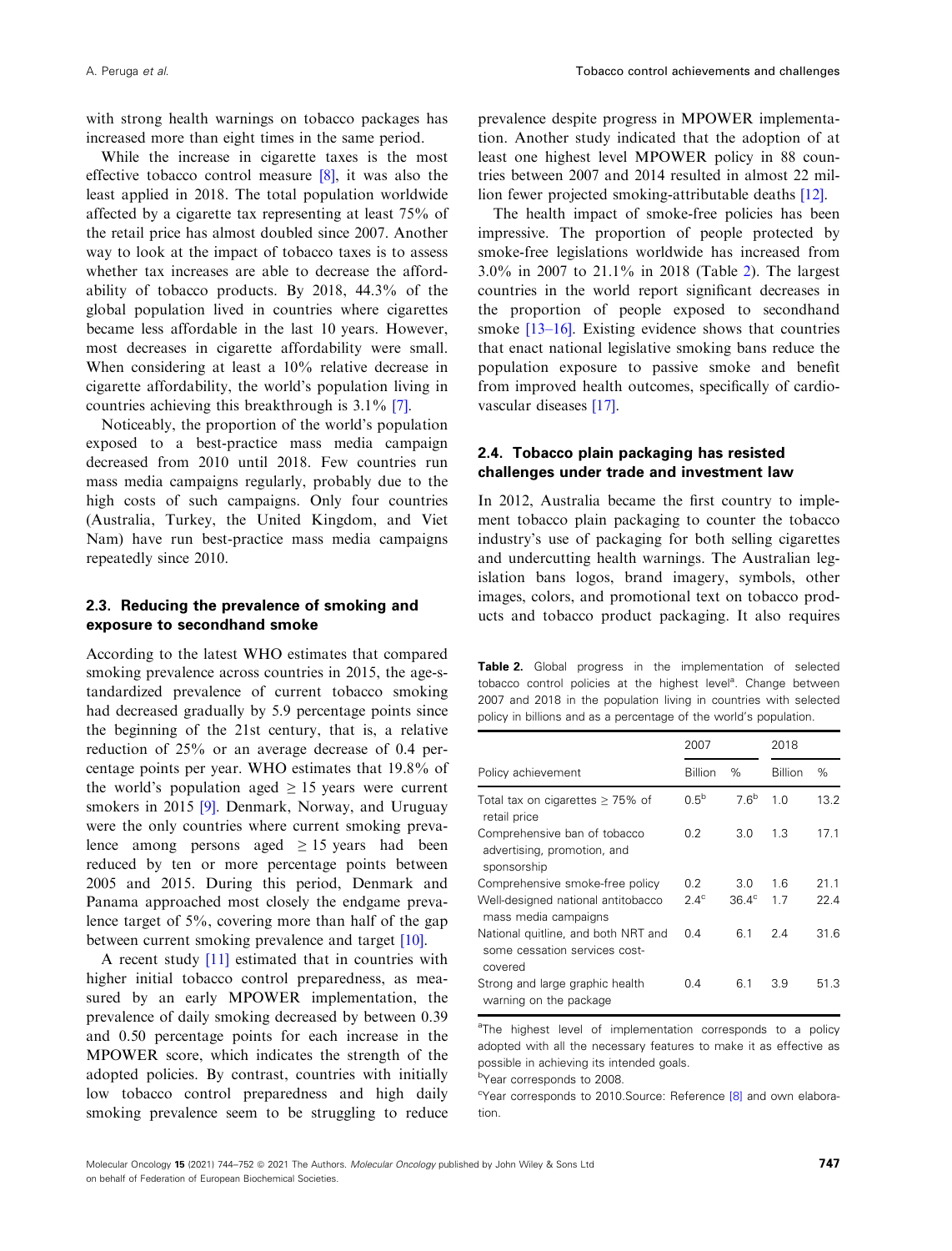with strong health warnings on tobacco packages has increased more than eight times in the same period.

While the increase in cigarette taxes is the most effective tobacco control measure [8], it was also the least applied in 2018. The total population worldwide affected by a cigarette tax representing at least 75% of the retail price has almost doubled since 2007. Another way to look at the impact of tobacco taxes is to assess whether tax increases are able to decrease the affordability of tobacco products. By 2018, 44.3% of the global population lived in countries where cigarettes became less affordable in the last 10 years. However, most decreases in cigarette affordability were small. When considering at least a 10% relative decrease in cigarette affordability, the world's population living in countries achieving this breakthrough is 3.1% [7].

Noticeably, the proportion of the world's population exposed to a best-practice mass media campaign decreased from 2010 until 2018. Few countries run mass media campaigns regularly, probably due to the high costs of such campaigns. Only four countries (Australia, Turkey, the United Kingdom, and Viet Nam) have run best-practice mass media campaigns repeatedly since 2010.

### 2.3. Reducing the prevalence of smoking and exposure to secondhand smoke

According to the latest WHO estimates that compared smoking prevalence across countries in 2015, the age-standardized prevalence of current tobacco smoking had decreased gradually by 5.9 percentage points since the beginning of the 21st century, that is, a relative reduction of 25% or an average decrease of 0.4 percentage points per year. WHO estimates that 19.8% of the world's population aged $\geq 15$ years were current smokers in 2015 [9]. Denmark, Norway, and Uruguay were the only countries where current smoking prevalence among persons aged $\geq 15$ years had been reduced by ten or more percentage points between 2005 and 2015. During this period, Denmark and Panama approached most closely the endgame prevalence target of 5%, covering more than half of the gap between current smoking prevalence and target [10].

A recent study [11] estimated that in countries with higher initial tobacco control preparedness, as measured by an early MPOWER implementation, the prevalence of daily smoking decreased by between 0.39 and 0.50 percentage points for each increase in the MPOWER score, which indicates the strength of the adopted policies. By contrast, countries with initially low tobacco control preparedness and high daily smoking prevalence seem to be struggling to reduce prevalence despite progress in MPOWER implementation. Another study indicated that the adoption of at least one highest level MPOWER policy in 88 countries between 2007 and 2014 resulted in almost 22 million fewer projected smoking-attributable deaths [12].

The health impact of smoke-free policies has been impressive. The proportion of people protected by smoke-free legislations worldwide has increased from 3.0% in 2007 to 21.1% in 2018 (Table 2). The largest countries in the world report significant decreases in the proportion of people exposed to secondhand smoke [13–16]. Existing evidence shows that countries that enact national legislative smoking bans reduce the population exposure to passive smoke and benefit from improved health outcomes, specifically of cardiovascular diseases [17].

### 2.4. Tobacco plain packaging has resisted challenges under trade and investment law

In 2012, Australia became the first country to implement tobacco plain packaging to counter the tobacco industry's use of packaging for both selling cigarettes and undercutting health warnings. The Australian legislation bans logos, brand imagery, symbols, other images, colors, and promotional text on tobacco products and tobacco product packaging. It also requires

**Table 2.** Global progress in the implementation of selected tobacco control policies at the highest level[a]. Change between 2007 and 2018 in the population living in countries with selected policy in billions and as a percentage of the world's population.

| | 2007 | | 2018 | |
|---|---|---|---|---|
| Policy achievement | Billion | % | Billion | % |
| Total tax on cigarettes ≥ 75% of retail price | 0.5[b] | 7.6[b] | 1.0 | 13.2 |
| Comprehensive ban of tobacco advertising, promotion, and sponsorship | 0.2 | 3.0 | 1.3 | 17.1 |
| Comprehensive smoke-free policy | 0.2 | 3.0 | 1.6 | 21.1 |
| Well-designed national antitobacco mass media campaigns | 2.4[c] | 36.4[c] | 1.7 | 22.4 |
| National quitline, and both NRT and some cessation services cost-covered | 0.4 | 6.1 | 2.4 | 31.6 |
| Strong and large graphic health warning on the package | 0.4 | 6.1 | 3.9 | 51.3 |

[a]The highest level of implementation corresponds to a policy adopted with all the necessary features to make it as effective as possible in achieving its intended goals.
[b]Year corresponds to 2008.
[c]Year corresponds to 2010.Source: Reference [8] and own elaboration.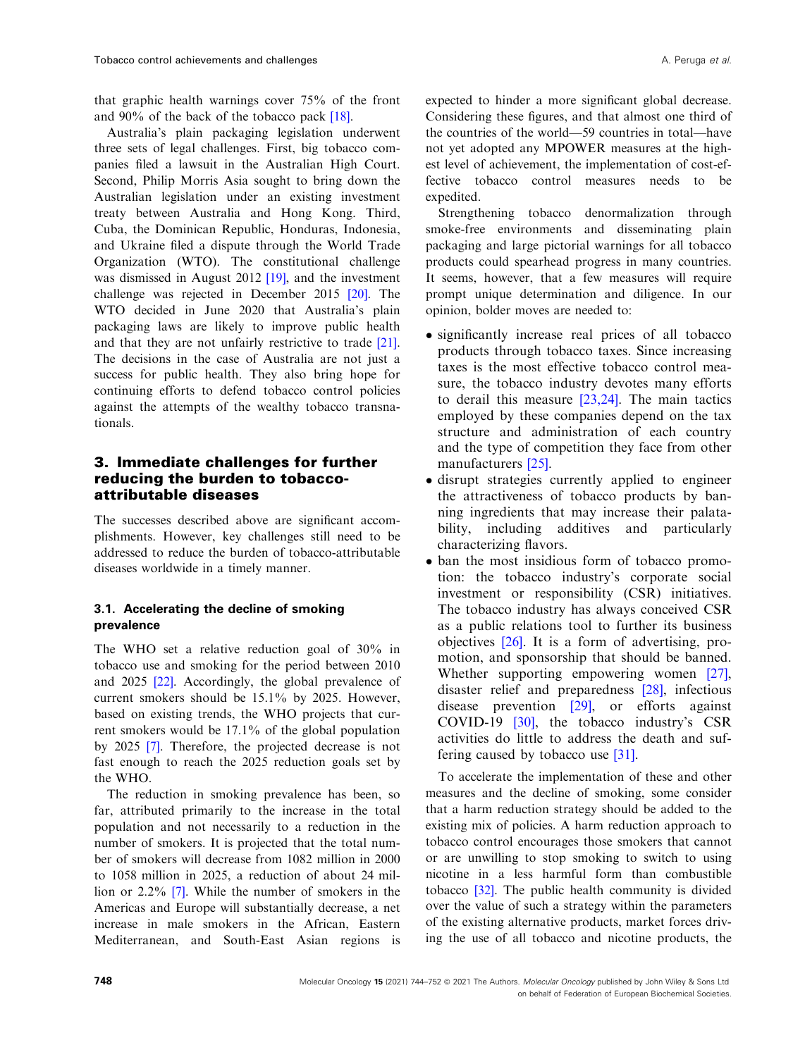that graphic health warnings cover 75% of the front and 90% of the back of the tobacco pack [18].

Australia's plain packaging legislation underwent three sets of legal challenges. First, big tobacco companies filed a lawsuit in the Australian High Court. Second, Philip Morris Asia sought to bring down the Australian legislation under an existing investment treaty between Australia and Hong Kong. Third, Cuba, the Dominican Republic, Honduras, Indonesia, and Ukraine filed a dispute through the World Trade Organization (WTO). The constitutional challenge was dismissed in August 2012 [19], and the investment challenge was rejected in December 2015 [20]. The WTO decided in June 2020 that Australia's plain packaging laws are likely to improve public health and that they are not unfairly restrictive to trade [21]. The decisions in the case of Australia are not just a success for public health. They also bring hope for continuing efforts to defend tobacco control policies against the attempts of the wealthy tobacco transnationals.

## 3. Immediate challenges for further reducing the burden to tobacco-attributable diseases

The successes described above are significant accomplishments. However, key challenges still need to be addressed to reduce the burden of tobacco-attributable diseases worldwide in a timely manner.

### 3.1. Accelerating the decline of smoking prevalence

The WHO set a relative reduction goal of 30% in tobacco use and smoking for the period between 2010 and 2025 [22]. Accordingly, the global prevalence of current smokers should be 15.1% by 2025. However, based on existing trends, the WHO projects that current smokers would be 17.1% of the global population by 2025 [7]. Therefore, the projected decrease is not fast enough to reach the 2025 reduction goals set by the WHO.

The reduction in smoking prevalence has been, so far, attributed primarily to the increase in the total population and not necessarily to a reduction in the number of smokers. It is projected that the total number of smokers will decrease from 1082 million in 2000 to 1058 million in 2025, a reduction of about 24 million or 2.2% [7]. While the number of smokers in the Americas and Europe will substantially decrease, a net increase in male smokers in the African, Eastern Mediterranean, and South-East Asian regions is expected to hinder a more significant global decrease. Considering these figures, and that almost one third of the countries of the world—59 countries in total—have not yet adopted any MPOWER measures at the highest level of achievement, the implementation of cost-effective tobacco control measures needs to be expedited.

Strengthening tobacco denormalization through smoke-free environments and disseminating plain packaging and large pictorial warnings for all tobacco products could spearhead progress in many countries. It seems, however, that a few measures will require prompt unique determination and diligence. In our opinion, bolder moves are needed to:

- significantly increase real prices of all tobacco products through tobacco taxes. Since increasing taxes is the most effective tobacco control measure, the tobacco industry devotes many efforts to derail this measure [23,24]. The main tactics employed by these companies depend on the tax structure and administration of each country and the type of competition they face from other manufacturers [25].
- disrupt strategies currently applied to engineer the attractiveness of tobacco products by banning ingredients that may increase their palatability, including additives and particularly characterizing flavors.
- ban the most insidious form of tobacco promotion: the tobacco industry's corporate social investment or responsibility (CSR) initiatives. The tobacco industry has always conceived CSR as a public relations tool to further its business objectives [26]. It is a form of advertising, promotion, and sponsorship that should be banned. Whether supporting empowering women [27], disaster relief and preparedness [28], infectious disease prevention [29], or efforts against COVID-19 [30], the tobacco industry's CSR activities do little to address the death and suffering caused by tobacco use [31].

To accelerate the implementation of these and other measures and the decline of smoking, some consider that a harm reduction strategy should be added to the existing mix of policies. A harm reduction approach to tobacco control encourages those smokers that cannot or are unwilling to stop smoking to switch to using nicotine in a less harmful form than combustible tobacco [32]. The public health community is divided over the value of such a strategy within the parameters of the existing alternative products, market forces driving the use of all tobacco and nicotine products, the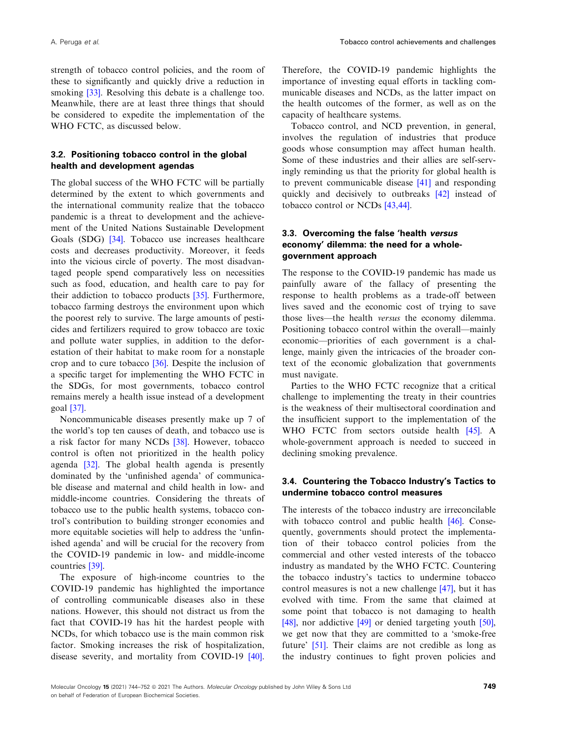strength of tobacco control policies, and the room of these to significantly and quickly drive a reduction in smoking [33]. Resolving this debate is a challenge too. Meanwhile, there are at least three things that should be considered to expedite the implementation of the WHO FCTC, as discussed below.

### 3.2. Positioning tobacco control in the global health and development agendas

The global success of the WHO FCTC will be partially determined by the extent to which governments and the international community realize that the tobacco pandemic is a threat to development and the achievement of the United Nations Sustainable Development Goals (SDG) [34]. Tobacco use increases healthcare costs and decreases productivity. Moreover, it feeds into the vicious circle of poverty. The most disadvantaged people spend comparatively less on necessities such as food, education, and health care to pay for their addiction to tobacco products [35]. Furthermore, tobacco farming destroys the environment upon which the poorest rely to survive. The large amounts of pesticides and fertilizers required to grow tobacco are toxic and pollute water supplies, in addition to the deforestation of their habitat to make room for a nonstaple crop and to cure tobacco [36]. Despite the inclusion of a specific target for implementing the WHO FCTC in the SDGs, for most governments, tobacco control remains merely a health issue instead of a development goal [37].

Noncommunicable diseases presently make up 7 of the world's top ten causes of death, and tobacco use is a risk factor for many NCDs [38]. However, tobacco control is often not prioritized in the health policy agenda [32]. The global health agenda is presently dominated by the 'unfinished agenda' of communicable disease and maternal and child health in low- and middle-income countries. Considering the threats of tobacco use to the public health systems, tobacco control's contribution to building stronger economies and more equitable societies will help to address the 'unfinished agenda' and will be crucial for the recovery from the COVID-19 pandemic in low- and middle-income countries [39].

The exposure of high-income countries to the COVID-19 pandemic has highlighted the importance of controlling communicable diseases also in these nations. However, this should not distract us from the fact that COVID-19 has hit the hardest people with NCDs, for which tobacco use is the main common risk factor. Smoking increases the risk of hospitalization, disease severity, and mortality from COVID-19 [40]. Therefore, the COVID-19 pandemic highlights the importance of investing equal efforts in tackling communicable diseases and NCDs, as the latter impact on the health outcomes of the former, as well as on the capacity of healthcare systems.

Tobacco control, and NCD prevention, in general, involves the regulation of industries that produce goods whose consumption may affect human health. Some of these industries and their allies are self-servingly reminding us that the priority for global health is to prevent communicable disease [41] and responding quickly and decisively to outbreaks [42] instead of tobacco control or NCDs [43,44].

### 3.3. Overcoming the false 'health *versus* economy' dilemma: the need for a whole-government approach

The response to the COVID-19 pandemic has made us painfully aware of the fallacy of presenting the response to health problems as a trade-off between lives saved and the economic cost of trying to save those lives—the health *versus* the economy dilemma. Positioning tobacco control within the overall—mainly economic—priorities of each government is a challenge, mainly given the intricacies of the broader context of the economic globalization that governments must navigate.

Parties to the WHO FCTC recognize that a critical challenge to implementing the treaty in their countries is the weakness of their multisectoral coordination and the insufficient support to the implementation of the WHO FCTC from sectors outside health [45]. A whole-government approach is needed to succeed in declining smoking prevalence.

### 3.4. Countering the Tobacco Industry's Tactics to undermine tobacco control measures

The interests of the tobacco industry are irreconcilable with tobacco control and public health [46]. Consequently, governments should protect the implementation of their tobacco control policies from the commercial and other vested interests of the tobacco industry as mandated by the WHO FCTC. Countering the tobacco industry's tactics to undermine tobacco control measures is not a new challenge [47], but it has evolved with time. From the same that claimed at some point that tobacco is not damaging to health [48], nor addictive [49] or denied targeting youth [50], we get now that they are committed to a 'smoke-free future' [51]. Their claims are not credible as long as the industry continues to fight proven policies and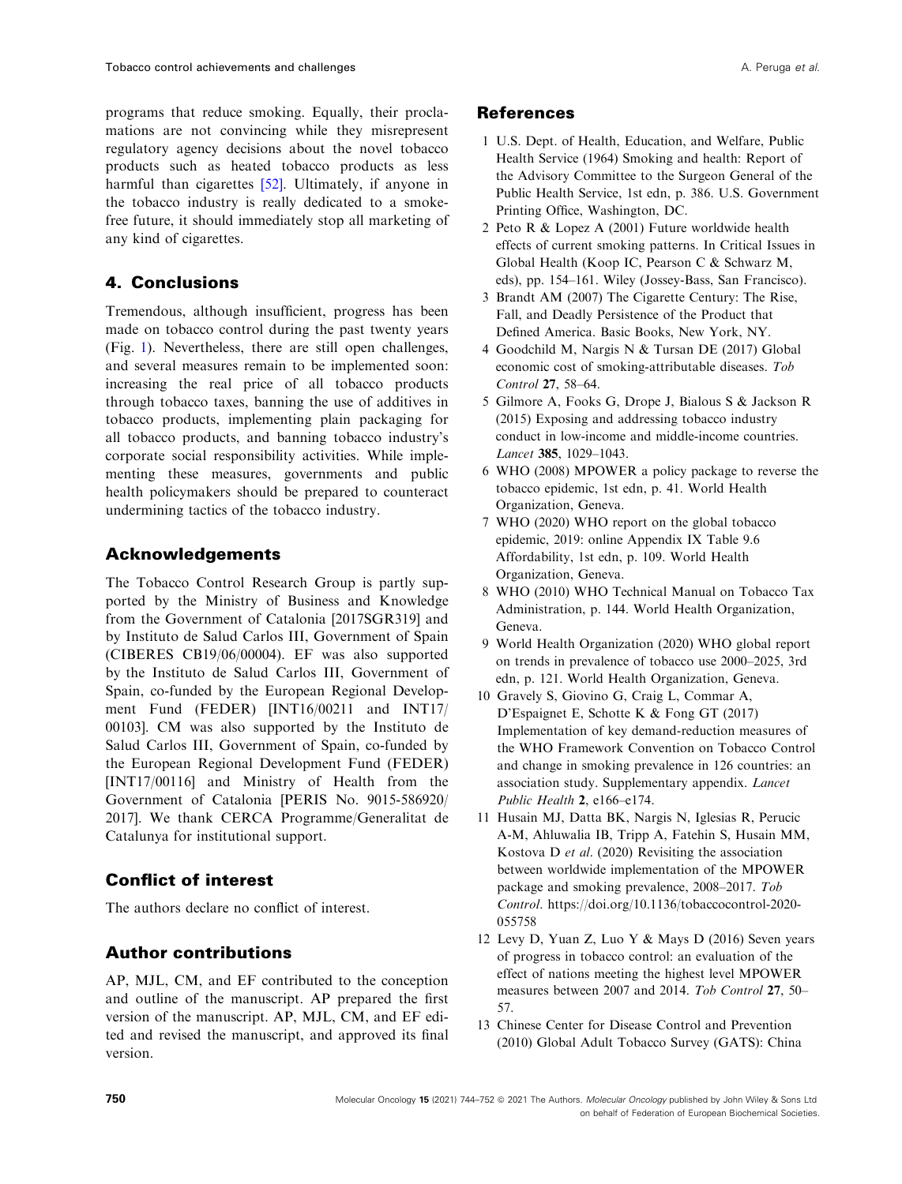programs that reduce smoking. Equally, their proclamations are not convincing while they misrepresent regulatory agency decisions about the novel tobacco products such as heated tobacco products as less harmful than cigarettes [52]. Ultimately, if anyone in the tobacco industry is really dedicated to a smoke-free future, it should immediately stop all marketing of any kind of cigarettes.

## 4. Conclusions

Tremendous, although insufficient, progress has been made on tobacco control during the past twenty years (Fig. 1). Nevertheless, there are still open challenges, and several measures remain to be implemented soon: increasing the real price of all tobacco products through tobacco taxes, banning the use of additives in tobacco products, implementing plain packaging for all tobacco products, and banning tobacco industry's corporate social responsibility activities. While implementing these measures, governments and public health policymakers should be prepared to counteract undermining tactics of the tobacco industry.

## Acknowledgements

The Tobacco Control Research Group is partly supported by the Ministry of Business and Knowledge from the Government of Catalonia [2017SGR319] and by Instituto de Salud Carlos III, Government of Spain (CIBERES CB19/06/00004). EF was also supported by the Instituto de Salud Carlos III, Government of Spain, co-funded by the European Regional Development Fund (FEDER) [INT16/00211 and INT17/00103]. CM was also supported by the Instituto de Salud Carlos III, Government of Spain, co-funded by the European Regional Development Fund (FEDER) [INT17/00116] and Ministry of Health from the Government of Catalonia [PERIS No. 9015-586920/2017]. We thank CERCA Programme/Generalitat de Catalunya for institutional support.

## Conflict of interest

The authors declare no conflict of interest.

## Author contributions

AP, MJL, CM, and EF contributed to the conception and outline of the manuscript. AP prepared the first version of the manuscript. AP, MJL, CM, and EF edited and revised the manuscript, and approved its final version.

## References

1. U.S. Dept. of Health, Education, and Welfare, Public Health Service (1964) Smoking and health: Report of the Advisory Committee to the Surgeon General of the Public Health Service, 1st edn, p. 386. U.S. Government Printing Office, Washington, DC.
2. Peto R & Lopez A (2001) Future worldwide health effects of current smoking patterns. In Critical Issues in Global Health (Koop IC, Pearson C & Schwarz M, eds), pp. 154–161. Wiley (Jossey-Bass, San Francisco).
3. Brandt AM (2007) The Cigarette Century: The Rise, Fall, and Deadly Persistence of the Product that Defined America. Basic Books, New York, NY.
4. Goodchild M, Nargis N & Tursan DE (2017) Global economic cost of smoking-attributable diseases. *Tob Control* **27**, 58–64.
5. Gilmore A, Fooks G, Drope J, Bialous S & Jackson R (2015) Exposing and addressing tobacco industry conduct in low-income and middle-income countries. *Lancet* **385**, 1029–1043.
6. WHO (2008) MPOWER a policy package to reverse the tobacco epidemic, 1st edn, p. 41. World Health Organization, Geneva.
7. WHO (2020) WHO report on the global tobacco epidemic, 2019: online Appendix IX Table 9.6 Affordability, 1st edn, p. 109. World Health Organization, Geneva.
8. WHO (2010) WHO Technical Manual on Tobacco Tax Administration, p. 144. World Health Organization, Geneva.
9. World Health Organization (2020) WHO global report on trends in prevalence of tobacco use 2000–2025, 3rd edn, p. 121. World Health Organization, Geneva.
10. Gravely S, Giovino G, Craig L, Commar A, D'Espaignet E, Schotte K & Fong GT (2017) Implementation of key demand-reduction measures of the WHO Framework Convention on Tobacco Control and change in smoking prevalence in 126 countries: an association study. Supplementary appendix. *Lancet Public Health* **2**, e166–e174.
11. Husain MJ, Datta BK, Nargis N, Iglesias R, Perucic A-M, Ahluwalia IB, Tripp A, Fatehin S, Husain MM, Kostova D *et al.* (2020) Revisiting the association between worldwide implementation of the MPOWER package and smoking prevalence, 2008–2017. *Tob Control*. https://doi.org/10.1136/tobaccocontrol-2020-055758
12. Levy D, Yuan Z, Luo Y & Mays D (2016) Seven years of progress in tobacco control: an evaluation of the effect of nations meeting the highest level MPOWER measures between 2007 and 2014. *Tob Control* **27**, 50–57.
13. Chinese Center for Disease Control and Prevention (2010) Global Adult Tobacco Survey (GATS): China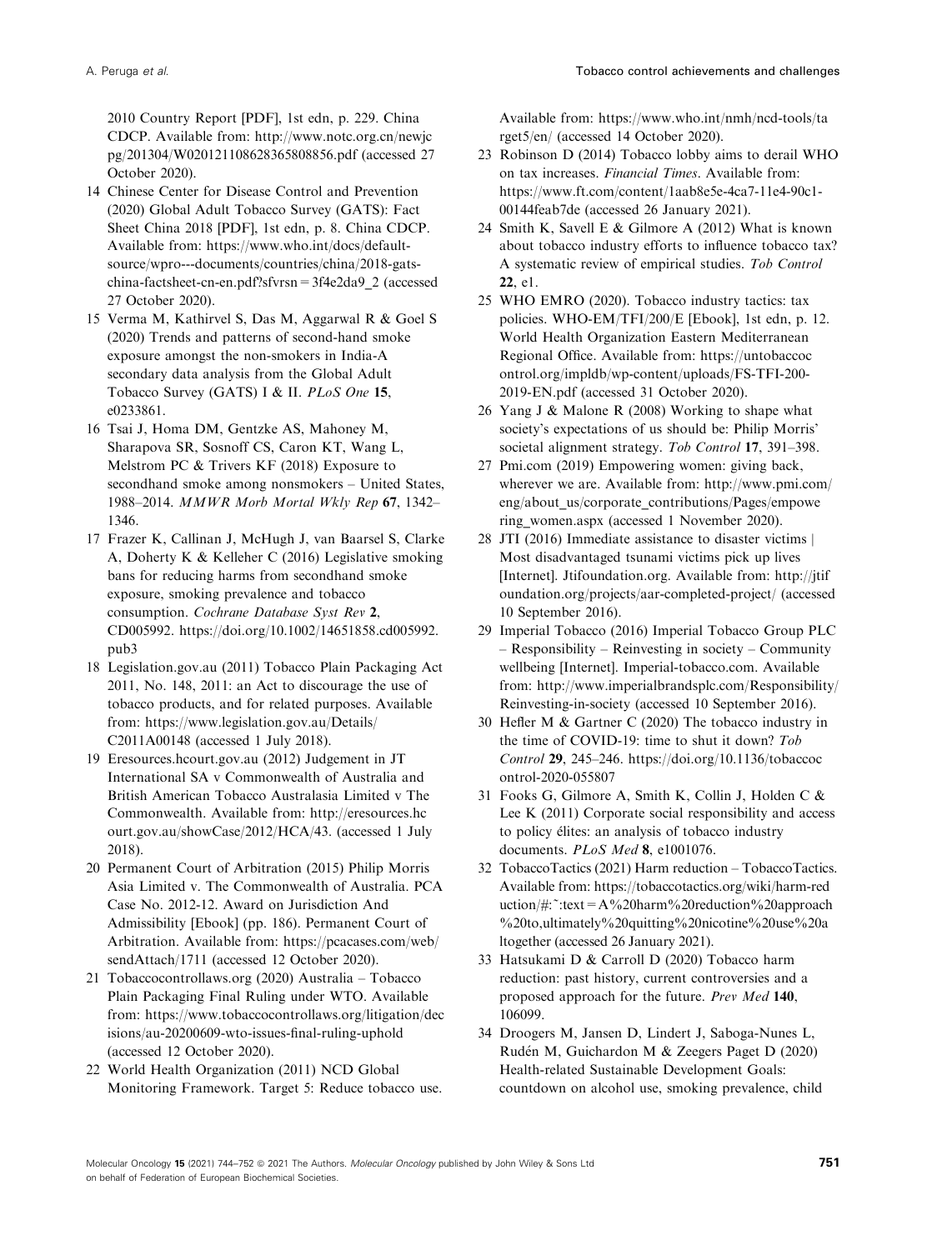2010 Country Report [PDF], 1st edn, p. 229. China CDCP. Available from: http://www.notc.org.cn/newjcpg/201304/W020121108628365808856.pdf (accessed 27 October 2020).

14 Chinese Center for Disease Control and Prevention (2020) Global Adult Tobacco Survey (GATS): Fact Sheet China 2018 [PDF], 1st edn, p. 8. China CDCP. Available from: https://www.who.int/docs/default-source/wpro---documents/countries/china/2018-gats-china-factsheet-cn-en.pdf?sfvrsn=3f4e2da9_2 (accessed 27 October 2020).

15 Verma M, Kathirvel S, Das M, Aggarwal R & Goel S (2020) Trends and patterns of second-hand smoke exposure amongst the non-smokers in India-A secondary data analysis from the Global Adult Tobacco Survey (GATS) I & II. *PLoS One* **15**, e0233861.

16 Tsai J, Homa DM, Gentzke AS, Mahoney M, Sharapova SR, Sosnoff CS, Caron KT, Wang L, Melstrom PC & Trivers KF (2018) Exposure to secondhand smoke among nonsmokers – United States, 1988–2014. *MMWR Morb Mortal Wkly Rep* **67**, 1342–1346.

17 Frazer K, Callinan J, McHugh J, van Baarsel S, Clarke A, Doherty K & Kelleher C (2016) Legislative smoking bans for reducing harms from secondhand smoke exposure, smoking prevalence and tobacco consumption. *Cochrane Database Syst Rev* **2**, CD005992. https://doi.org/10.1002/14651858.cd005992.pub3

18 Legislation.gov.au (2011) Tobacco Plain Packaging Act 2011, No. 148, 2011: an Act to discourage the use of tobacco products, and for related purposes. Available from: https://www.legislation.gov.au/Details/C2011A00148 (accessed 1 July 2018).

19 Eresources.hcourt.gov.au (2012) Judgement in JT International SA v Commonwealth of Australia and British American Tobacco Australasia Limited v The Commonwealth. Available from: http://eresources.hcourt.gov.au/showCase/2012/HCA/43. (accessed 1 July 2018).

20 Permanent Court of Arbitration (2015) Philip Morris Asia Limited v. The Commonwealth of Australia. PCA Case No. 2012-12. Award on Jurisdiction And Admissibility [Ebook] (pp. 186). Permanent Court of Arbitration. Available from: https://pcacases.com/web/sendAttach/1711 (accessed 12 October 2020).

21 Tobaccocontrollaws.org (2020) Australia – Tobacco Plain Packaging Final Ruling under WTO. Available from: https://www.tobaccocontrollaws.org/litigation/decisions/au-20200609-wto-issues-final-ruling-uphold (accessed 12 October 2020).

22 World Health Organization (2011) NCD Global Monitoring Framework. Target 5: Reduce tobacco use. Available from: https://www.who.int/nmh/ncd-tools/target5/en/ (accessed 14 October 2020).

23 Robinson D (2014) Tobacco lobby aims to derail WHO on tax increases. *Financial Times*. Available from: https://www.ft.com/content/1aab8e5e-4ca7-11e4-90c1-00144feab7de (accessed 26 January 2021).

24 Smith K, Savell E & Gilmore A (2012) What is known about tobacco industry efforts to influence tobacco tax? A systematic review of empirical studies. *Tob Control* **22**, e1.

25 WHO EMRO (2020). Tobacco industry tactics: tax policies. WHO-EM/TFI/200/E [Ebook], 1st edn, p. 12. World Health Organization Eastern Mediterranean Regional Office. Available from: https://untobaccocontrol.org/impldb/wp-content/uploads/FS-TFI-200-2019-EN.pdf (accessed 31 October 2020).

26 Yang J & Malone R (2008) Working to shape what society's expectations of us should be: Philip Morris' societal alignment strategy. *Tob Control* **17**, 391–398.

27 Pmi.com (2019) Empowering women: giving back, wherever we are. Available from: http://www.pmi.com/eng/about_us/corporate_contributions/Pages/empowering_women.aspx (accessed 1 November 2020).

28 JTI (2016) Immediate assistance to disaster victims | Most disadvantaged tsunami victims pick up lives [Internet]. Jtifoundation.org. Available from: http://jtifoundation.org/projects/aar-completed-project/ (accessed 10 September 2016).

29 Imperial Tobacco (2016) Imperial Tobacco Group PLC – Responsibility – Reinvesting in society – Community wellbeing [Internet]. Imperial-tobacco.com. Available from: http://www.imperialbrandsplc.com/Responsibility/Reinvesting-in-society (accessed 10 September 2016).

30 Hefler M & Gartner C (2020) The tobacco industry in the time of COVID-19: time to shut it down? *Tob Control* **29**, 245–246. https://doi.org/10.1136/tobaccocontrol-2020-055807

31 Fooks G, Gilmore A, Smith K, Collin J, Holden C & Lee K (2011) Corporate social responsibility and access to policy élites: an analysis of tobacco industry documents. *PLoS Med* **8**, e1001076.

32 TobaccoTactics (2021) Harm reduction – TobaccoTactics. Available from: https://tobaccotactics.org/wiki/harm-reduction/#:~:text=A%20harm%20reduction%20approach%20to,ultimately%20quitting%20nicotine%20use%20altogether (accessed 26 January 2021).

33 Hatsukami D & Carroll D (2020) Tobacco harm reduction: past history, current controversies and a proposed approach for the future. *Prev Med* **140**, 106099.

34 Droogers M, Jansen D, Lindert J, Saboga-Nunes L, Rudén M, Guichardon M & Zeegers Paget D (2020) Health-related Sustainable Development Goals: countdown on alcohol use, smoking prevalence, child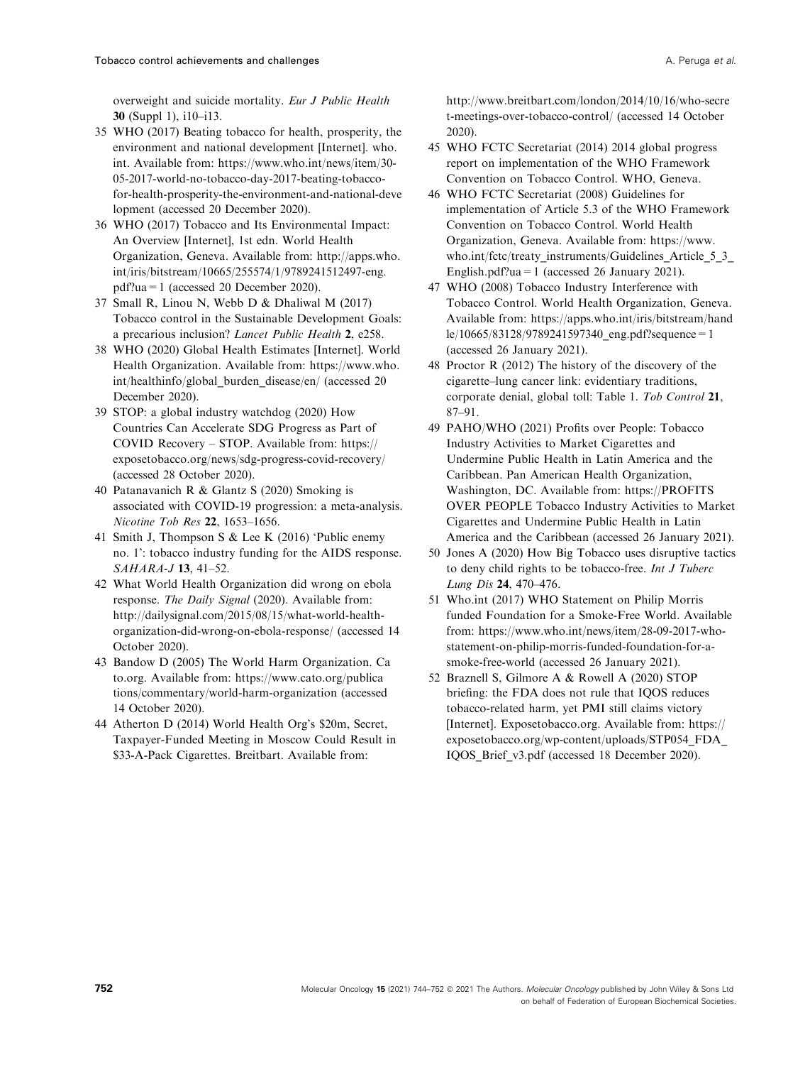overweight and suicide mortality. *Eur J Public Health* **30** (Suppl 1), i10–i13.

35 WHO (2017) Beating tobacco for health, prosperity, the environment and national development [Internet]. who.int. Available from: https://www.who.int/news/item/30-05-2017-world-no-tobacco-day-2017-beating-tobacco-for-health-prosperity-the-environment-and-national-development (accessed 20 December 2020).

36 WHO (2017) Tobacco and Its Environmental Impact: An Overview [Internet], 1st edn. World Health Organization, Geneva. Available from: http://apps.who.int/iris/bitstream/10665/255574/1/9789241512497-eng.pdf?ua = 1 (accessed 20 December 2020).

37 Small R, Linou N, Webb D & Dhaliwal M (2017) Tobacco control in the Sustainable Development Goals: a precarious inclusion? *Lancet Public Health* **2**, e258.

38 WHO (2020) Global Health Estimates [Internet]. World Health Organization. Available from: https://www.who.int/healthinfo/global_burden_disease/en/ (accessed 20 December 2020).

39 STOP: a global industry watchdog (2020) How Countries Can Accelerate SDG Progress as Part of COVID Recovery – STOP. Available from: https://exposetobacco.org/news/sdg-progress-covid-recovery/ (accessed 28 October 2020).

40 Patanavanich R & Glantz S (2020) Smoking is associated with COVID-19 progression: a meta-analysis. *Nicotine Tob Res* **22**, 1653–1656.

41 Smith J, Thompson S & Lee K (2016) 'Public enemy no. 1': tobacco industry funding for the AIDS response. *SAHARA-J* **13**, 41–52.

42 What World Health Organization did wrong on ebola response. *The Daily Signal* (2020). Available from: http://dailysignal.com/2015/08/15/what-world-health-organization-did-wrong-on-ebola-response/ (accessed 14 October 2020).

43 Bandow D (2005) The World Harm Organization. Cato.org. Available from: https://www.cato.org/publications/commentary/world-harm-organization (accessed 14 October 2020).

44 Atherton D (2014) World Health Org's $20m, Secret, Taxpayer-Funded Meeting in Moscow Could Result in $33-A-Pack Cigarettes. Breitbart. Available from: http://www.breitbart.com/london/2014/10/16/who-secret-meetings-over-tobacco-control/ (accessed 14 October 2020).

45 WHO FCTC Secretariat (2014) 2014 global progress report on implementation of the WHO Framework Convention on Tobacco Control. WHO, Geneva.

46 WHO FCTC Secretariat (2008) Guidelines for implementation of Article 5.3 of the WHO Framework Convention on Tobacco Control. World Health Organization, Geneva. Available from: https://www.who.int/fctc/treaty_instruments/Guidelines_Article_5_3_English.pdf?ua = 1 (accessed 26 January 2021).

47 WHO (2008) Tobacco Industry Interference with Tobacco Control. World Health Organization, Geneva. Available from: https://apps.who.int/iris/bitstream/handle/10665/83128/9789241597340_eng.pdf?sequence = 1 (accessed 26 January 2021).

48 Proctor R (2012) The history of the discovery of the cigarette–lung cancer link: evidentiary traditions, corporate denial, global toll: Table 1. *Tob Control* **21**, 87–91.

49 PAHO/WHO (2021) Profits over People: Tobacco Industry Activities to Market Cigarettes and Undermine Public Health in Latin America and the Caribbean. Pan American Health Organization, Washington, DC. Available from: https://PROFITS OVER PEOPLE Tobacco Industry Activities to Market Cigarettes and Undermine Public Health in Latin America and the Caribbean (accessed 26 January 2021).

50 Jones A (2020) How Big Tobacco uses disruptive tactics to deny child rights to be tobacco-free. *Int J Tuberc Lung Dis* **24**, 470–476.

51 Who.int (2017) WHO Statement on Philip Morris funded Foundation for a Smoke-Free World. Available from: https://www.who.int/news/item/28-09-2017-who-statement-on-philip-morris-funded-foundation-for-a-smoke-free-world (accessed 26 January 2021).

52 Braznell S, Gilmore A & Rowell A (2020) STOP briefing: the FDA does not rule that IQOS reduces tobacco-related harm, yet PMI still claims victory [Internet]. Exposetobacco.org. Available from: https://exposetobacco.org/wp-content/uploads/STP054_FDA_IQOS_Brief_v3.pdf (accessed 18 December 2020).